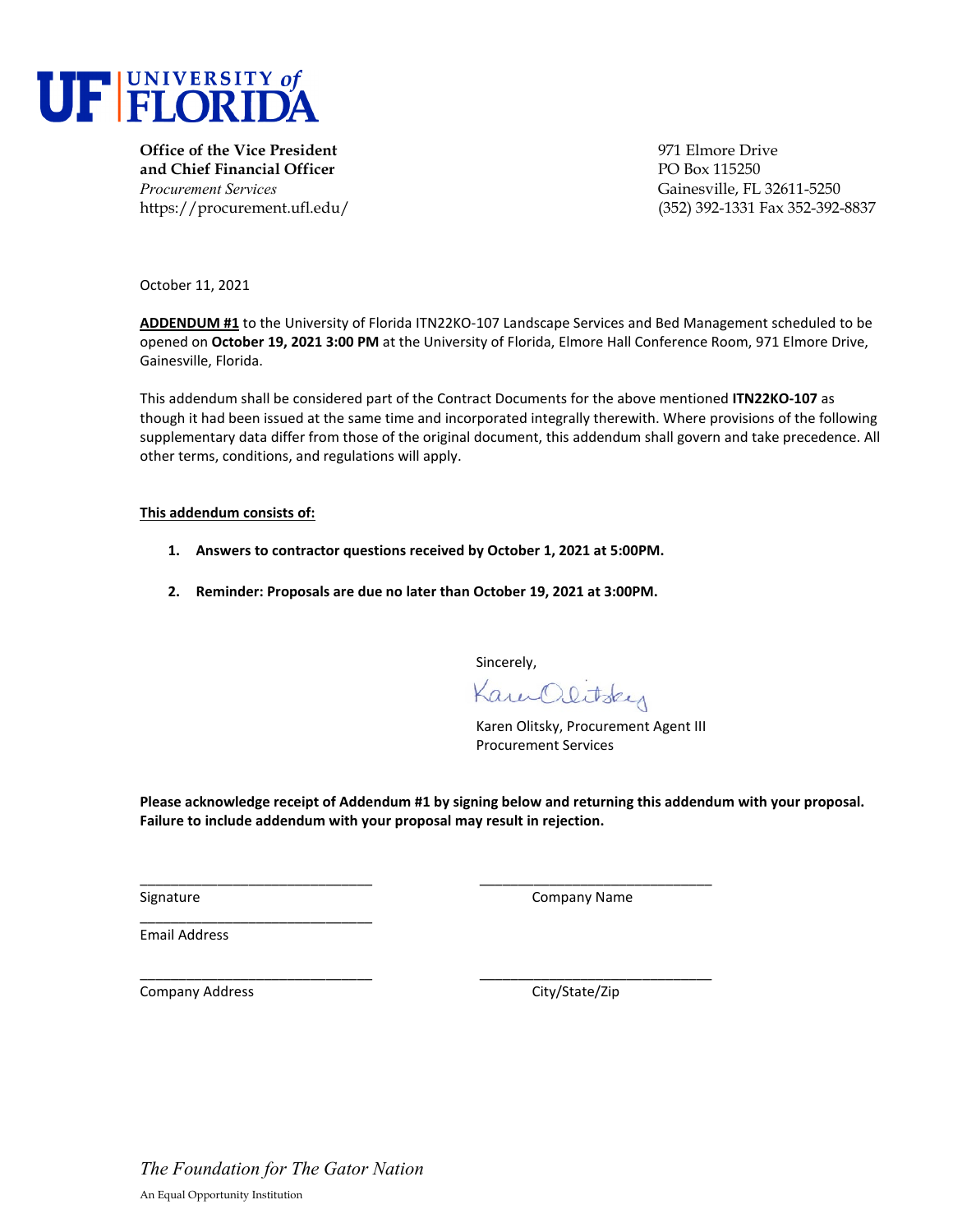**UF | UNIVERSITY of FLORIDA**

**Office of the Vice President and Chief Financial Officer**
*Procurement Services*
https://procurement.ufl.edu/

971 Elmore Drive
PO Box 115250
Gainesville, FL 32611-5250
(352) 392-1331 Fax 352-392-8837

October 11, 2021

**ADDENDUM #1** to the University of Florida ITN22KO-107 Landscape Services and Bed Management scheduled to be opened on **October 19, 2021 3:00 PM** at the University of Florida, Elmore Hall Conference Room, 971 Elmore Drive, Gainesville, Florida.

This addendum shall be considered part of the Contract Documents for the above mentioned **ITN22KO-107** as though it had been issued at the same time and incorporated integrally therewith. Where provisions of the following supplementary data differ from those of the original document, this addendum shall govern and take precedence. All other terms, conditions, and regulations will apply.

**This addendum consists of:**

1. **Answers to contractor questions received by October 1, 2021 at 5:00PM.**
2. **Reminder: Proposals are due no later than October 19, 2021 at 3:00PM.**

Sincerely,

Karen Olitsky

Karen Olitsky, Procurement Agent III
Procurement Services

**Please acknowledge receipt of Addendum #1 by signing below and returning this addendum with your proposal. Failure to include addendum with your proposal may result in rejection.**

\_\_\_\_\_\_\_\_\_\_\_\_\_\_\_\_\_\_\_\_\_\_\_\_\_\_\_\_\_\_
Signature

\_\_\_\_\_\_\_\_\_\_\_\_\_\_\_\_\_\_\_\_\_\_\_\_\_\_\_\_\_\_
Company Name

\_\_\_\_\_\_\_\_\_\_\_\_\_\_\_\_\_\_\_\_\_\_\_\_\_\_\_\_\_\_
Email Address

\_\_\_\_\_\_\_\_\_\_\_\_\_\_\_\_\_\_\_\_\_\_\_\_\_\_\_\_\_\_
Company Address

\_\_\_\_\_\_\_\_\_\_\_\_\_\_\_\_\_\_\_\_\_\_\_\_\_\_\_\_\_\_
City/State/Zip

*The Foundation for The Gator Nation*

An Equal Opportunity Institution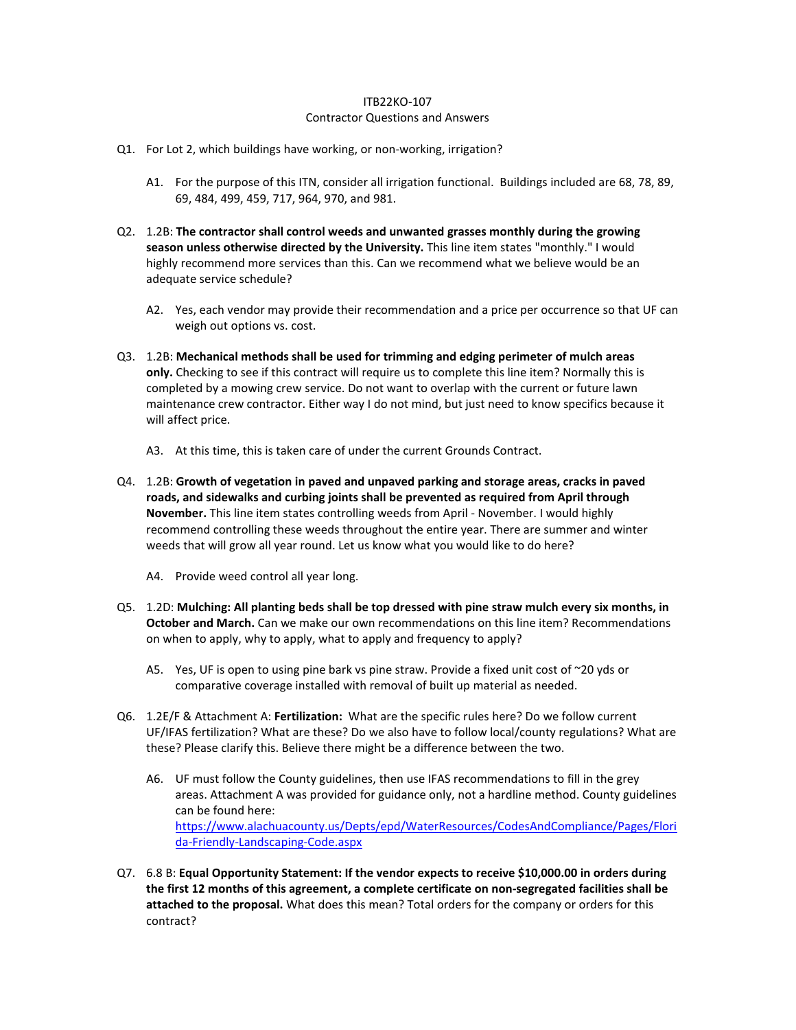ITB22KO-107

Contractor Questions and Answers

Q1. For Lot 2, which buildings have working, or non-working, irrigation?

A1. For the purpose of this ITN, consider all irrigation functional. Buildings included are 68, 78, 89, 69, 484, 499, 459, 717, 964, 970, and 981.

Q2. 1.2B: **The contractor shall control weeds and unwanted grasses monthly during the growing season unless otherwise directed by the University.** This line item states "monthly." I would highly recommend more services than this. Can we recommend what we believe would be an adequate service schedule?

A2. Yes, each vendor may provide their recommendation and a price per occurrence so that UF can weigh out options vs. cost.

Q3. 1.2B: **Mechanical methods shall be used for trimming and edging perimeter of mulch areas only.** Checking to see if this contract will require us to complete this line item? Normally this is completed by a mowing crew service. Do not want to overlap with the current or future lawn maintenance crew contractor. Either way I do not mind, but just need to know specifics because it will affect price.

A3. At this time, this is taken care of under the current Grounds Contract.

Q4. 1.2B: **Growth of vegetation in paved and unpaved parking and storage areas, cracks in paved roads, and sidewalks and curbing joints shall be prevented as required from April through November.** This line item states controlling weeds from April - November. I would highly recommend controlling these weeds throughout the entire year. There are summer and winter weeds that will grow all year round. Let us know what you would like to do here?

A4. Provide weed control all year long.

Q5. 1.2D: **Mulching: All planting beds shall be top dressed with pine straw mulch every six months, in October and March.** Can we make our own recommendations on this line item? Recommendations on when to apply, why to apply, what to apply and frequency to apply?

A5. Yes, UF is open to using pine bark vs pine straw. Provide a fixed unit cost of ~20 yds or comparative coverage installed with removal of built up material as needed.

Q6. 1.2E/F & Attachment A: **Fertilization:** What are the specific rules here? Do we follow current UF/IFAS fertilization? What are these? Do we also have to follow local/county regulations? What are these? Please clarify this. Believe there might be a difference between the two.

A6. UF must follow the County guidelines, then use IFAS recommendations to fill in the grey areas. Attachment A was provided for guidance only, not a hardline method. County guidelines can be found here: https://www.alachuacounty.us/Depts/epd/WaterResources/CodesAndCompliance/Pages/Florida-Friendly-Landscaping-Code.aspx

Q7. 6.8 B: **Equal Opportunity Statement: If the vendor expects to receive $10,000.00 in orders during the first 12 months of this agreement, a complete certificate on non-segregated facilities shall be attached to the proposal.** What does this mean? Total orders for the company or orders for this contract?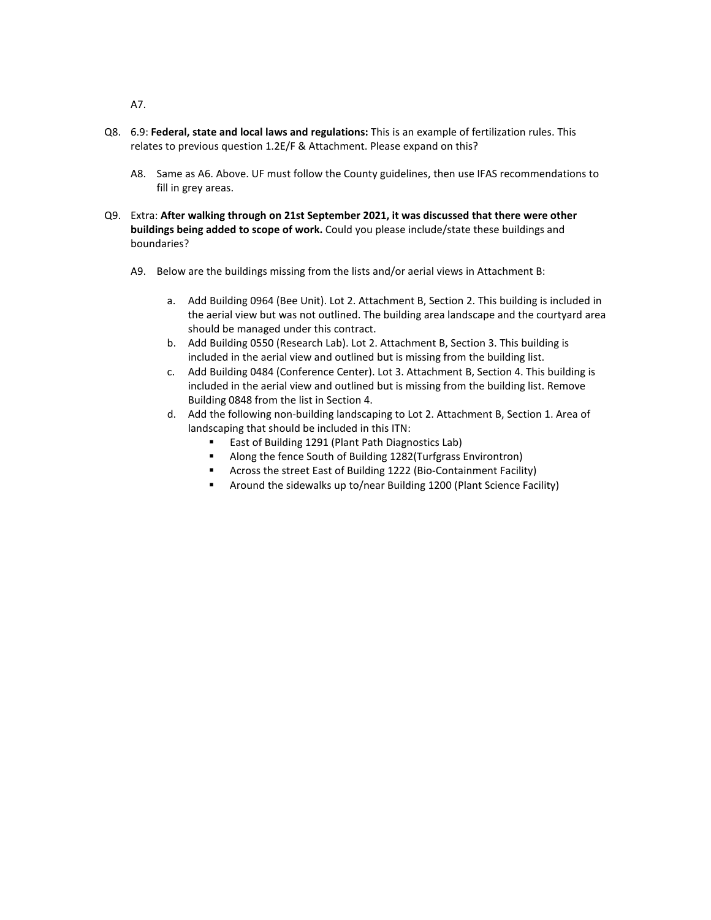A7.

Q8. 6.9: **Federal, state and local laws and regulations:** This is an example of fertilization rules. This relates to previous question 1.2E/F & Attachment. Please expand on this?

A8. Same as A6. Above. UF must follow the County guidelines, then use IFAS recommendations to fill in grey areas.

Q9. Extra: **After walking through on 21st September 2021, it was discussed that there were other buildings being added to scope of work.** Could you please include/state these buildings and boundaries?

A9. Below are the buildings missing from the lists and/or aerial views in Attachment B:

a. Add Building 0964 (Bee Unit). Lot 2. Attachment B, Section 2. This building is included in the aerial view but was not outlined. The building area landscape and the courtyard area should be managed under this contract.

b. Add Building 0550 (Research Lab). Lot 2. Attachment B, Section 3. This building is included in the aerial view and outlined but is missing from the building list.

c. Add Building 0484 (Conference Center). Lot 3. Attachment B, Section 4. This building is included in the aerial view and outlined but is missing from the building list. Remove Building 0848 from the list in Section 4.

d. Add the following non-building landscaping to Lot 2. Attachment B, Section 1. Area of landscaping that should be included in this ITN:
   - East of Building 1291 (Plant Path Diagnostics Lab)
   - Along the fence South of Building 1282(Turfgrass Environtron)
   - Across the street East of Building 1222 (Bio-Containment Facility)
   - Around the sidewalks up to/near Building 1200 (Plant Science Facility)